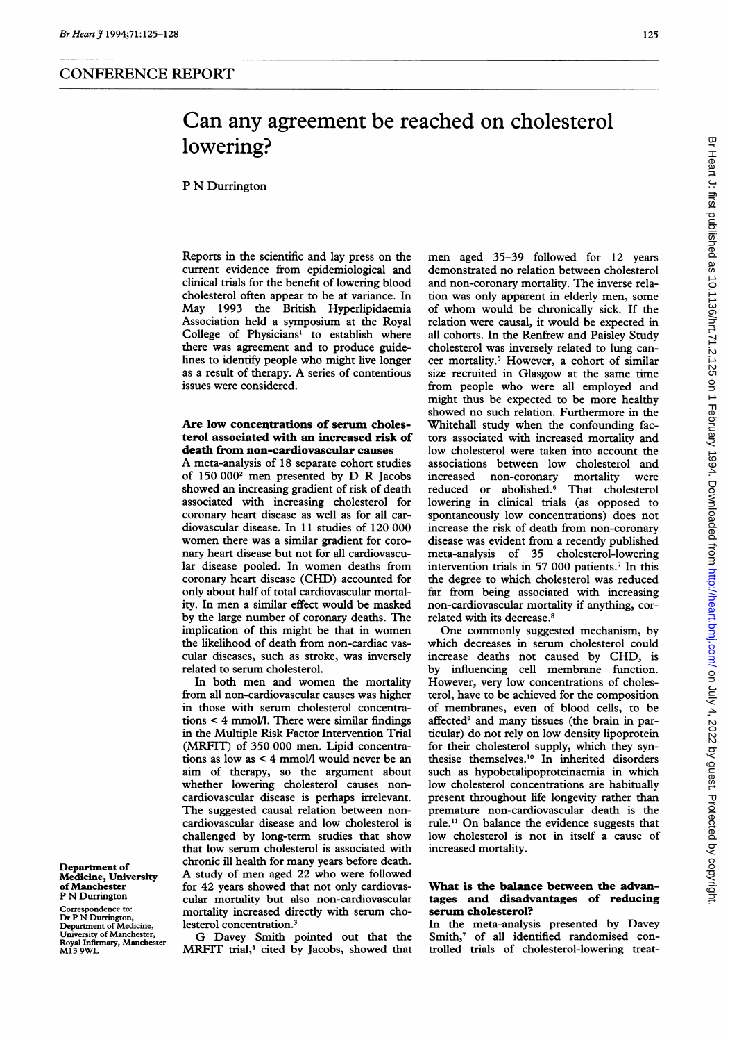## CONFERENCE REPORT

# Can any agreement be reached on cholesterol lowering?

P N Durrington

**Department of Medicine, University of Manchester**
P N Durrington

Correspondence to:
Dr P N Durrington,
Department of Medicine,
University of Manchester,
Royal Infirmary, Manchester M13 9WL

Reports in the scientific and lay press on the current evidence from epidemiological and clinical trials for the benefit of lowering blood cholesterol often appear to be at variance. In May 1993 the British Hyperlipidaemia Association held a symposium at the Royal College of Physicians[1] to establish where there was agreement and to produce guidelines to identify people who might live longer as a result of therapy. A series of contentious issues were considered.

### Are low concentrations of serum cholesterol associated with an increased risk of death from non-cardiovascular causes

A meta-analysis of 18 separate cohort studies of 150 000[2] men presented by D R Jacobs showed an increasing gradient of risk of death associated with increasing cholesterol for coronary heart disease as well as for all cardiovascular disease. In 11 studies of 120 000 women there was a similar gradient for coronary heart disease but not for all cardiovascular disease pooled. In women deaths from coronary heart disease (CHD) accounted for only about half of total cardiovascular mortality. In men a similar effect would be masked by the large number of coronary deaths. The implication of this might be that in women the likelihood of death from non-cardiac vascular diseases, such as stroke, was inversely related to serum cholesterol.

In both men and women the mortality from all non-cardiovascular causes was higher in those with serum cholesterol concentrations < 4 mmol/l. There were similar findings in the Multiple Risk Factor Intervention Trial (MRFIT) of 350 000 men. Lipid concentrations as low as < 4 mmol/l would never be an aim of therapy, so the argument about whether lowering cholesterol causes non-cardiovascular disease is perhaps irrelevant. The suggested causal relation between non-cardiovascular disease and low cholesterol is challenged by long-term studies that show that low serum cholesterol is associated with chronic ill health for many years before death. A study of men aged 22 who were followed for 42 years showed that not only cardiovascular mortality but also non-cardiovascular mortality increased directly with serum cholesterol concentration.[3]

G Davey Smith pointed out that the MRFIT trial,[4] cited by Jacobs, showed that men aged 35–39 followed for 12 years demonstrated no relation between cholesterol and non-coronary mortality. The inverse relation was only apparent in elderly men, some of whom would be chronically sick. If the relation were causal, it would be expected in all cohorts. In the Renfrew and Paisley Study cholesterol was inversely related to lung cancer mortality.[5] However, a cohort of similar size recruited in Glasgow at the same time from people who were all employed and might thus be expected to be more healthy showed no such relation. Furthermore in the Whitehall study when the confounding factors associated with increased mortality and low cholesterol were taken into account the associations between low cholesterol and increased non-coronary mortality were reduced or abolished.[6] That cholesterol lowering in clinical trials (as opposed to spontaneously low concentrations) does not increase the risk of death from non-coronary disease was evident from a recently published meta-analysis of 35 cholesterol-lowering intervention trials in 57 000 patients.[7] In this the degree to which cholesterol was reduced far from being associated with increasing non-cardiovascular mortality if anything, correlated with its decrease.[8]

One commonly suggested mechanism, by which decreases in serum cholesterol could increase deaths not caused by CHD, is by influencing cell membrane function. However, very low concentrations of cholesterol, have to be achieved for the composition of membranes, even of blood cells, to be affected[9] and many tissues (the brain in particular) do not rely on low density lipoprotein for their cholesterol supply, which they synthesise themselves.[10] In inherited disorders such as hypobetalipoproteinaemia in which low cholesterol concentrations are habitually present throughout life longevity rather than premature non-cardiovascular death is the rule.[11] On balance the evidence suggests that low cholesterol is not in itself a cause of increased mortality.

### What is the balance between the advantages and disadvantages of reducing serum cholesterol?

In the meta-analysis presented by Davey Smith,[7] of all identified randomised controlled trials of cholesterol-lowering treat-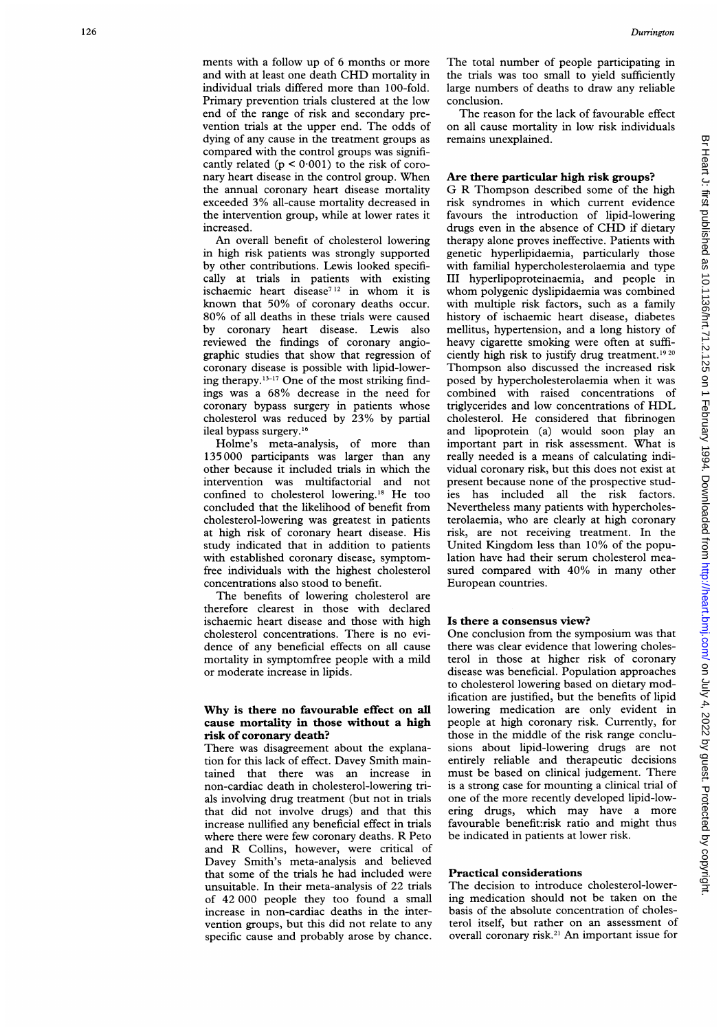ments with a follow up of 6 months or more and with at least one death CHD mortality in individual trials differed more than 100-fold. Primary prevention trials clustered at the low end of the range of risk and secondary prevention trials at the upper end. The odds of dying of any cause in the treatment groups as compared with the control groups was significantly related ($p < 0.001$) to the risk of coronary heart disease in the control group. When the annual coronary heart disease mortality exceeded 3% all-cause mortality decreased in the intervention group, while at lower rates it increased.

An overall benefit of cholesterol lowering in high risk patients was strongly supported by other contributions. Lewis looked specifically at trials in patients with existing ischaemic heart disease[7 12] in whom it is known that 50% of coronary deaths occur. 80% of all deaths in these trials were caused by coronary heart disease. Lewis also reviewed the findings of coronary angiographic studies that show that regression of coronary disease is possible with lipid-lowering therapy.[13–17] One of the most striking findings was a 68% decrease in the need for coronary bypass surgery in patients whose cholesterol was reduced by 23% by partial ileal bypass surgery.[16]

Holme's meta-analysis, of more than 135 000 participants was larger than any other because it included trials in which the intervention was multifactorial and not confined to cholesterol lowering.[18] He too concluded that the likelihood of benefit from cholesterol-lowering was greatest in patients at high risk of coronary heart disease. His study indicated that in addition to patients with established coronary disease, symptom-free individuals with the highest cholesterol concentrations also stood to benefit.

The benefits of lowering cholesterol are therefore clearest in those with declared ischaemic heart disease and those with high cholesterol concentrations. There is no evidence of any beneficial effects on all cause mortality in symptomfree people with a mild or moderate increase in lipids.

## Why is there no favourable effect on all cause mortality in those without a high risk of coronary death?

There was disagreement about the explanation for this lack of effect. Davey Smith maintained that there was an increase in non-cardiac death in cholesterol-lowering trials involving drug treatment (but not in trials that did not involve drugs) and that this increase nullified any beneficial effect in trials where there were few coronary deaths. R Peto and R Collins, however, were critical of Davey Smith's meta-analysis and believed that some of the trials he had included were unsuitable. In their meta-analysis of 22 trials of 42 000 people they too found a small increase in non-cardiac deaths in the intervention groups, but this did not relate to any specific cause and probably arose by chance. The total number of people participating in the trials was too small to yield sufficiently large numbers of deaths to draw any reliable conclusion.

The reason for the lack of favourable effect on all cause mortality in low risk individuals remains unexplained.

## Are there particular high risk groups?

G R Thompson described some of the high risk syndromes in which current evidence favours the introduction of lipid-lowering drugs even in the absence of CHD if dietary therapy alone proves ineffective. Patients with genetic hyperlipidaemia, particularly those with familial hypercholesterolaemia and type III hyperlipoproteinaemia, and people in whom polygenic dyslipidaemia was combined with multiple risk factors, such as a family history of ischaemic heart disease, diabetes mellitus, hypertension, and a long history of heavy cigarette smoking were often at sufficiently high risk to justify drug treatment.[19 20] Thompson also discussed the increased risk posed by hypercholesterolaemia when it was combined with raised concentrations of triglycerides and low concentrations of HDL cholesterol. He considered that fibrinogen and lipoprotein (a) would soon play an important part in risk assessment. What is really needed is a means of calculating individual coronary risk, but this does not exist at present because none of the prospective studies has included all the risk factors. Nevertheless many patients with hypercholesterolaemia, who are clearly at high coronary risk, are not receiving treatment. In the United Kingdom less than 10% of the population have had their serum cholesterol measured compared with 40% in many other European countries.

## Is there a consensus view?

One conclusion from the symposium was that there was clear evidence that lowering cholesterol in those at higher risk of coronary disease was beneficial. Population approaches to cholesterol lowering based on dietary modification are justified, but the benefits of lipid lowering medication are only evident in people at high coronary risk. Currently, for those in the middle of the risk range conclusions about lipid-lowering drugs are not entirely reliable and therapeutic decisions must be based on clinical judgement. There is a strong case for mounting a clinical trial of one of the more recently developed lipid-lowering drugs, which may have a more favourable benefit:risk ratio and might thus be indicated in patients at lower risk.

## Practical considerations

The decision to introduce cholesterol-lowering medication should not be taken on the basis of the absolute concentration of cholesterol itself, but rather on an assessment of overall coronary risk.[21] An important issue for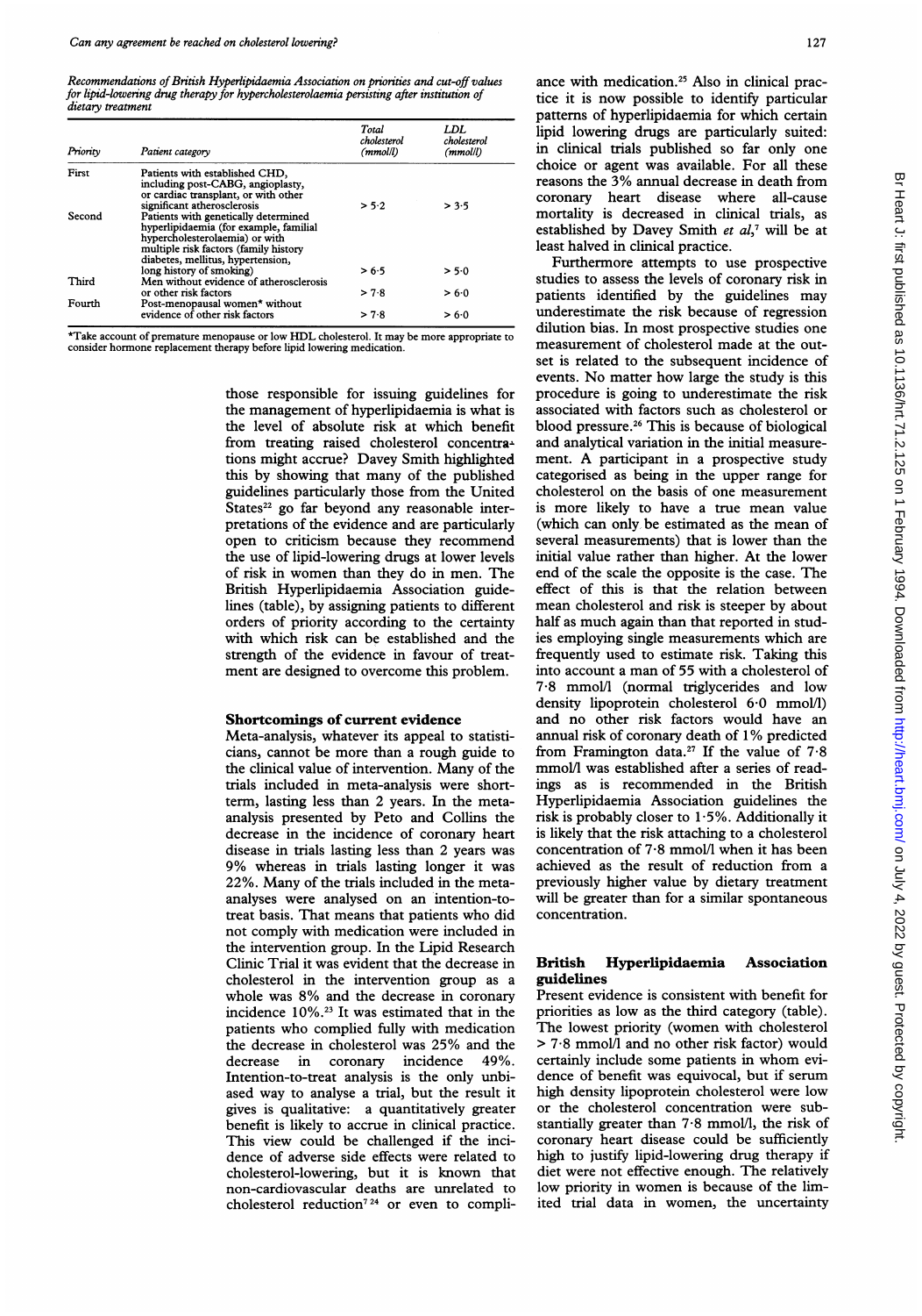*Recommendations of British Hyperlipidaemia Association on priorities and cut-off values for lipid-lowering drug therapy for hypercholesterolaemia persisting after institution of dietary treatment*

| Priority | Patient category | Total cholesterol (mmol/l) | LDL cholesterol (mmol/l) |
|---|---|---|---|
| First | Patients with established CHD, including post-CABG, angioplasty, or cardiac transplant, or with other significant atherosclerosis | > 5·2 | > 3·5 |
| Second | Patients with genetically determined hyperlipidaemia (for example, familial hypercholesterolaemia) or with multiple risk factors (family history diabetes, mellitus, hypertension, long history of smoking) | > 6·5 | > 5·0 |
| Third | Men without evidence of atherosclerosis or other risk factors | > 7·8 | > 6·0 |
| Fourth | Post-menopausal women* without evidence of other risk factors | > 7·8 | > 6·0 |

*Take account of premature menopause or low HDL cholesterol. It may be more appropriate to consider hormone replacement therapy before lipid lowering medication.

those responsible for issuing guidelines for the management of hyperlipidaemia is what is the level of absolute risk at which benefit from treating raised cholesterol concentrations might accrue? Davey Smith highlighted this by showing that many of the published guidelines particularly those from the United States[22] go far beyond any reasonable interpretations of the evidence and are particularly open to criticism because they recommend the use of lipid-lowering drugs at lower levels of risk in women than they do in men. The British Hyperlipidaemia Association guidelines (table), by assigning patients to different orders of priority according to the certainty with which risk can be established and the strength of the evidence in favour of treatment are designed to overcome this problem.

## Shortcomings of current evidence

Meta-analysis, whatever its appeal to statisticians, cannot be more than a rough guide to the clinical value of intervention. Many of the trials included in meta-analysis were short-term, lasting less than 2 years. In the meta-analysis presented by Peto and Collins the decrease in the incidence of coronary heart disease in trials lasting less than 2 years was 9% whereas in trials lasting longer it was 22%. Many of the trials included in the meta-analyses were analysed on an intention-to-treat basis. That means that patients who did not comply with medication were included in the intervention group. In the Lipid Research Clinic Trial it was evident that the decrease in cholesterol in the intervention group as a whole was 8% and the decrease in coronary incidence 10%.[23] It was estimated that in the patients who complied fully with medication the decrease in cholesterol was 25% and the decrease in coronary incidence 49%. Intention-to-treat analysis is the only unbiased way to analyse a trial, but the result it gives is qualitative: a quantitatively greater benefit is likely to accrue in clinical practice. This view could be challenged if the incidence of adverse side effects were related to cholesterol-lowering, but it is known that non-cardiovascular deaths are unrelated to cholesterol reduction[7,24] or even to compliance with medication.[25] Also in clinical practice it is now possible to identify particular patterns of hyperlipidaemia for which certain lipid lowering drugs are particularly suited: in clinical trials published so far only one choice or agent was available. For all these reasons the 3% annual decrease in death from coronary heart disease where all-cause mortality is decreased in clinical trials, as established by Davey Smith *et al*,[7] will be at least halved in clinical practice.

Furthermore attempts to use prospective studies to assess the levels of coronary risk in patients identified by the guidelines may underestimate the risk because of regression dilution bias. In most prospective studies one measurement of cholesterol made at the outset is related to the subsequent incidence of events. No matter how large the study is this procedure is going to underestimate the risk associated with factors such as cholesterol or blood pressure.[26] This is because of biological and analytical variation in the initial measurement. A participant in a prospective study categorised as being in the upper range for cholesterol on the basis of one measurement is more likely to have a true mean value (which can only be estimated as the mean of several measurements) that is lower than the initial value rather than higher. At the lower end of the scale the opposite is the case. The effect of this is that the relation between mean cholesterol and risk is steeper by about half as much again than that reported in studies employing single measurements which are frequently used to estimate risk. Taking this into account a man of 55 with a cholesterol of 7·8 mmol/l (normal triglycerides and low density lipoprotein cholesterol 6·0 mmol/l) and no other risk factors would have an annual risk of coronary death of 1% predicted from Framington data.[27] If the value of 7·8 mmol/l was established after a series of readings as is recommended in the British Hyperlipidaemia Association guidelines the risk is probably closer to 1·5%. Additionally it is likely that the risk attaching to a cholesterol concentration of 7·8 mmol/l when it has been achieved as the result of reduction from a previously higher value by dietary treatment will be greater than for a similar spontaneous concentration.

## British Hyperlipidaemia Association guidelines

Present evidence is consistent with benefit for priorities as low as the third category (table). The lowest priority (women with cholesterol > 7·8 mmol/l and no other risk factor) would certainly include some patients in whom evidence of benefit was equivocal, but if serum high density lipoprotein cholesterol were low or the cholesterol concentration were substantially greater than 7·8 mmol/l, the risk of coronary heart disease could be sufficiently high to justify lipid-lowering drug therapy if diet were not effective enough. The relatively low priority in women is because of the limited trial data in women, the uncertainty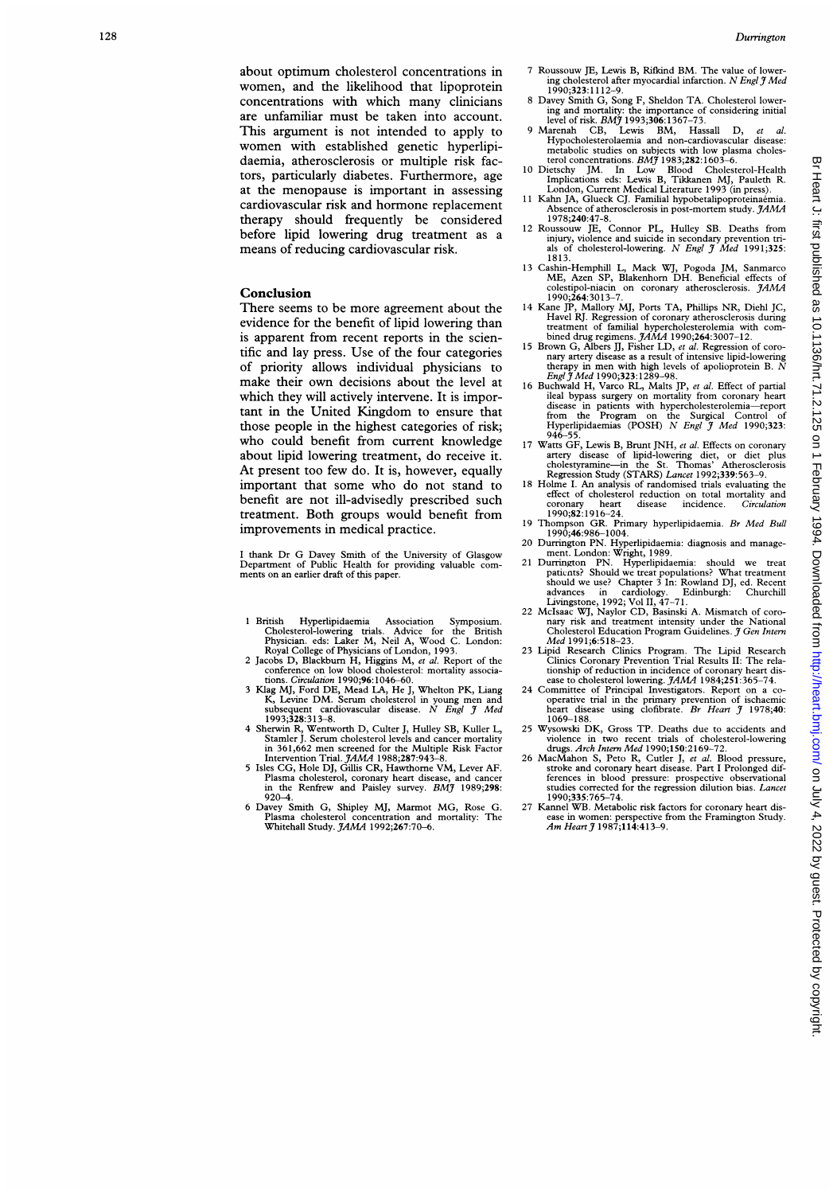about optimum cholesterol concentrations in women, and the likelihood that lipoprotein concentrations with which many clinicians are unfamiliar must be taken into account. This argument is not intended to apply to women with established genetic hyperlipidaemia, atherosclerosis or multiple risk factors, particularly diabetes. Furthermore, age at the menopause is important in assessing cardiovascular risk and hormone replacement therapy should frequently be considered before lipid lowering drug treatment as a means of reducing cardiovascular risk.

## Conclusion

There seems to be more agreement about the evidence for the benefit of lipid lowering than is apparent from recent reports in the scientific and lay press. Use of the four categories of priority allows individual physicians to make their own decisions about the level at which they will actively intervene. It is important in the United Kingdom to ensure that those people in the highest categories of risk; who could benefit from current knowledge about lipid lowering treatment, do receive it. At present too few do. It is, however, equally important that some who do not stand to benefit are not ill-advisedly prescribed such treatment. Both groups would benefit from improvements in medical practice.

I thank Dr G Davey Smith of the University of Glasgow Department of Public Health for providing valuable comments on an earlier draft of this paper.

1 British Hyperlipidaemia Association Symposium. Cholesterol-lowering trials. Advice for the British Physician. eds: Laker M, Neil A, Wood C. London: Royal College of Physicians of London, 1993.
2 Jacobs D, Blackburn H, Higgins M, *et al.* Report of the conference on low blood cholesterol: mortality associations. *Circulation* 1990;**96**:1046–60.
3 Klag MJ, Ford DE, Mead LA, He J, Whelton PK, Liang K, Levine DM. Serum cholesterol in young men and subsequent cardiovascular disease. *N Engl J Med* 1993;**328**:313–8.
4 Sherwin R, Wentworth D, Culter J, Hulley SB, Kuller L, Stamler J. Serum cholesterol levels and cancer mortality in 361,662 men screened for the Multiple Risk Factor Intervention Trial. *JAMA* 1988;**287**:943–8.
5 Isles CG, Hole DJ, Gillis CR, Hawthorne VM, Lever AF. Plasma cholesterol, coronary heart disease, and cancer in the Renfrew and Paisley survey. *BMJ* 1989;**298**: 920–4.
6 Davey Smith G, Shipley MJ, Marmot MG, Rose G. Plasma cholesterol concentration and mortality: The Whitehall Study. *JAMA* 1992;**267**:70–6.
7 Roussouw JE, Lewis B, Rifkind BM. The value of lowering cholesterol after myocardial infarction. *N Engl J Med* 1990;**323**:1112–9.
8 Davey Smith G, Song F, Sheldon TA. Cholesterol lowering and mortality: the importance of considering initial level of risk. *BMJ* 1993;**306**:1367–73.
9 Marenah CB, Lewis BM, Hassall D, *et al.* Hypocholesterolaemia and non-cardiovascular disease: metabolic studies on subjects with low plasma cholesterol concentrations. *BMJ* 1983;**282**:1603–6.
10 Dietschy JM. In Low Blood Cholesterol-Health Implications eds: Lewis B, Tikkanen MJ, Pauleth R. London, Current Medical Literature 1993 (in press).
11 Kahn JA, Glueck CJ. Familial hypobetalipoproteinaemia. Absence of atherosclerosis in post-mortem study. *JAMA* 1978;**240**:47–8.
12 Roussouw JE, Connor PL, Hulley SB. Deaths from injury, violence and suicide in secondary prevention trials of cholesterol-lowering. *N Engl J Med* 1991;**325**: 1813.
13 Cashin-Hemphill L, Mack WJ, Pogoda JM, Sanmarco ME, Azen SP, Blakenhorn DH. Beneficial effects of colestipol-niacin on coronary atherosclerosis. *JAMA* 1990;**264**:3013–7.
14 Kane JP, Mallory MJ, Ports TA, Phillips NR, Diehl JC, Havel RJ. Regression of coronary atherosclerosis during treatment of familial hypercholesterolemia with combined drug regimens. *JAMA* 1990;**264**:3007–12.
15 Brown G, Albers JJ, Fisher LD, *et al.* Regression of coronary artery disease as a result of intensive lipid-lowering therapy in men with high levels of apolioprotein B. *N Engl J Med* 1990;**323**:1289–98.
16 Buchwald H, Varco RL, Malts JP, *et al.* Effect of partial ileal bypass surgery on mortality from coronary heart disease in patients with hypercholesterolemia—report from the Program on the Surgical Control of Hyperlipidaemias (POSH) *N Engl J Med* 1990;**323**: 946–55.
17 Watts GF, Lewis B, Brunt JNH, *et al.* Effects on coronary artery disease of lipid-lowering diet, or diet plus cholestyramine—in the St. Thomas' Atherosclerosis Regression Study (STARS) *Lancet* 1992;**339**:563–9.
18 Holme I. An analysis of randomised trials evaluating the effect of cholesterol reduction on total mortality and coronary heart disease incidence. *Circulation* 1990;**82**:1916–24.
19 Thompson GR. Primary hyperlipidaemia. *Br Med Bull* 1990;**46**:986–1004.
20 Durrington PN. Hyperlipidaemia: diagnosis and management. London: Wright, 1989.
21 Durrington PN. Hyperlipidaemia: should we treat patients? Should we treat populations? What treatment should we use? Chapter 3 In: Rowland DJ, ed. Recent advances in cardiology. Edinburgh: Churchill Livingstone, 1992; Vol II, 47–71.
22 McIsaac WJ, Naylor CD, Basinski A. Mismatch of coronary risk and treatment intensity under the National Cholesterol Education Program Guidelines. *J Gen Intern Med* 1991;**6**:518–23.
23 Lipid Research Clinics Program. The Lipid Research Clinics Coronary Prevention Trial Results II: The relationship of reduction in incidence of coronary heart disease to cholesterol lowering. *JAMA* 1984;**251**:365–74.
24 Committee of Principal Investigators. Report on a cooperative trial in the primary prevention of ischaemic heart disease using clofibrate. *Br Heart J* 1978;**40**: 1069–188.
25 Wysowski DK, Gross TP. Deaths due to accidents and violence in two recent trials of cholesterol-lowering drugs. *Arch Intern Med* 1990;**150**:2169–72.
26 MacMahon S, Peto R, Cutler J, *et al.* Blood pressure, stroke and coronary heart disease. Part I Prolonged differences in blood pressure: prospective observational studies corrected for the regression dilution bias. *Lancet* 1990;**335**:765–74.
27 Kannel WB. Metabolic risk factors for coronary heart disease in women: perspective from the Framington Study. *Am Heart J* 1987;**114**:413–9.